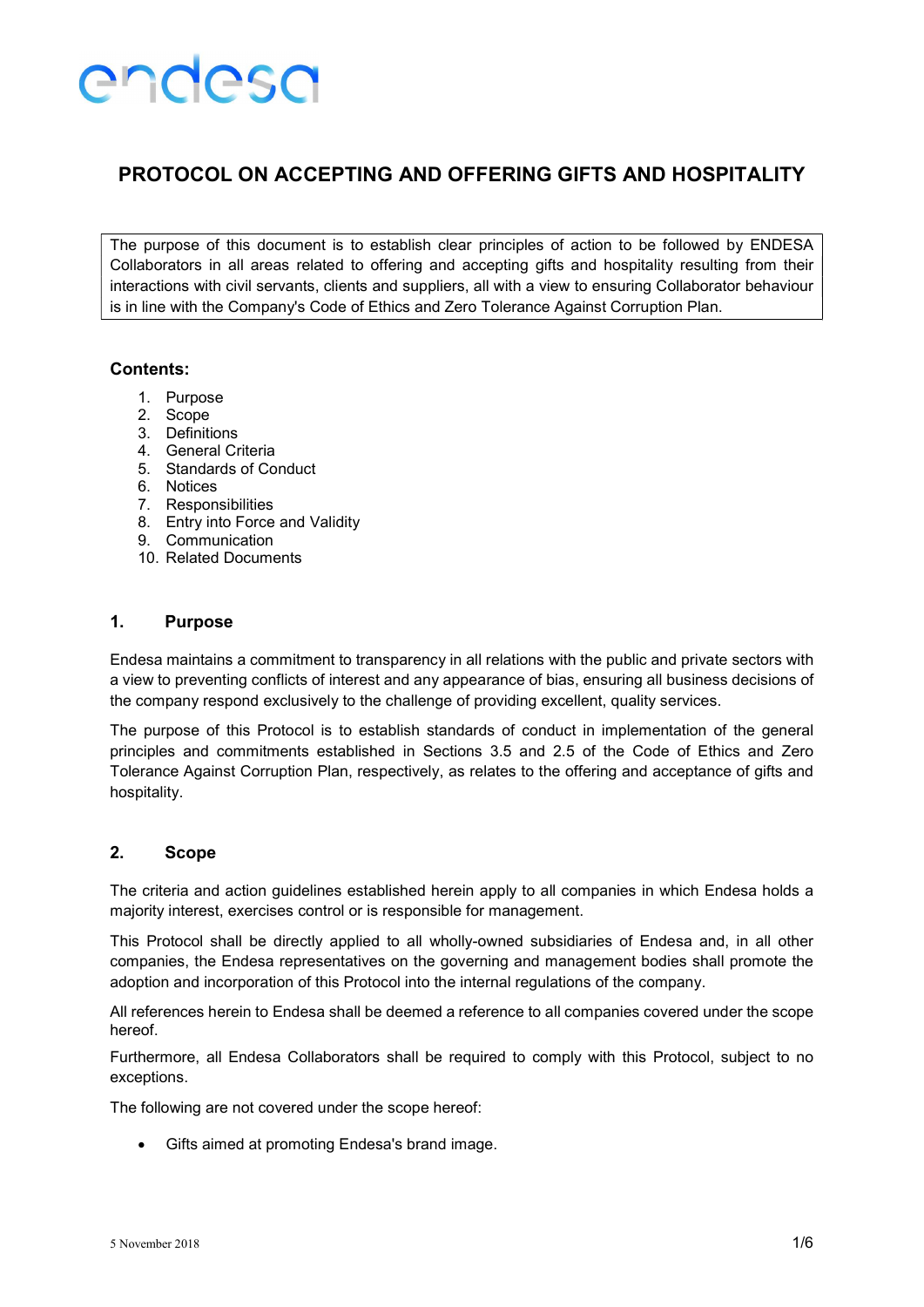endesa

# PROTOCOL ON ACCEPTING AND OFFERING GIFTS AND HOSPITALITY

The purpose of this document is to establish clear principles of action to be followed by ENDESA Collaborators in all areas related to offering and accepting gifts and hospitality resulting from their interactions with civil servants, clients and suppliers, all with a view to ensuring Collaborator behaviour is in line with the Company's Code of Ethics and Zero Tolerance Against Corruption Plan.

**Contents:**

1. Purpose
2. Scope
3. Definitions
4. General Criteria
5. Standards of Conduct
6. Notices
7. Responsibilities
8. Entry into Force and Validity
9. Communication
10. Related Documents

## 1. Purpose

Endesa maintains a commitment to transparency in all relations with the public and private sectors with a view to preventing conflicts of interest and any appearance of bias, ensuring all business decisions of the company respond exclusively to the challenge of providing excellent, quality services.

The purpose of this Protocol is to establish standards of conduct in implementation of the general principles and commitments established in Sections 3.5 and 2.5 of the Code of Ethics and Zero Tolerance Against Corruption Plan, respectively, as relates to the offering and acceptance of gifts and hospitality.

## 2. Scope

The criteria and action guidelines established herein apply to all companies in which Endesa holds a majority interest, exercises control or is responsible for management.

This Protocol shall be directly applied to all wholly-owned subsidiaries of Endesa and, in all other companies, the Endesa representatives on the governing and management bodies shall promote the adoption and incorporation of this Protocol into the internal regulations of the company.

All references herein to Endesa shall be deemed a reference to all companies covered under the scope hereof.

Furthermore, all Endesa Collaborators shall be required to comply with this Protocol, subject to no exceptions.

The following are not covered under the scope hereof:

- Gifts aimed at promoting Endesa's brand image.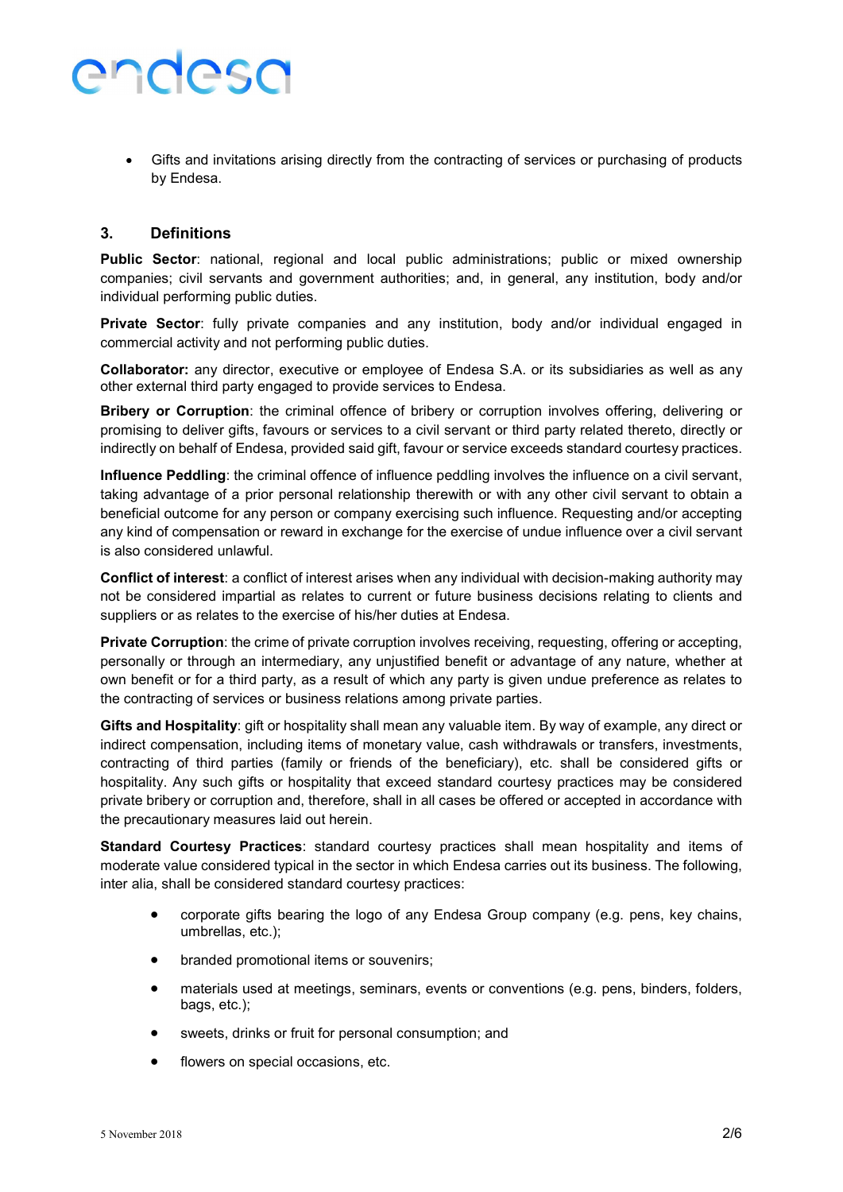- Gifts and invitations arising directly from the contracting of services or purchasing of products by Endesa.

## 3. Definitions

**Public Sector**: national, regional and local public administrations; public or mixed ownership companies; civil servants and government authorities; and, in general, any institution, body and/or individual performing public duties.

**Private Sector**: fully private companies and any institution, body and/or individual engaged in commercial activity and not performing public duties.

**Collaborator:** any director, executive or employee of Endesa S.A. or its subsidiaries as well as any other external third party engaged to provide services to Endesa.

**Bribery or Corruption**: the criminal offence of bribery or corruption involves offering, delivering or promising to deliver gifts, favours or services to a civil servant or third party related thereto, directly or indirectly on behalf of Endesa, provided said gift, favour or service exceeds standard courtesy practices.

**Influence Peddling**: the criminal offence of influence peddling involves the influence on a civil servant, taking advantage of a prior personal relationship therewith or with any other civil servant to obtain a beneficial outcome for any person or company exercising such influence. Requesting and/or accepting any kind of compensation or reward in exchange for the exercise of undue influence over a civil servant is also considered unlawful.

**Conflict of interest**: a conflict of interest arises when any individual with decision-making authority may not be considered impartial as relates to current or future business decisions relating to clients and suppliers or as relates to the exercise of his/her duties at Endesa.

**Private Corruption**: the crime of private corruption involves receiving, requesting, offering or accepting, personally or through an intermediary, any unjustified benefit or advantage of any nature, whether at own benefit or for a third party, as a result of which any party is given undue preference as relates to the contracting of services or business relations among private parties.

**Gifts and Hospitality**: gift or hospitality shall mean any valuable item. By way of example, any direct or indirect compensation, including items of monetary value, cash withdrawals or transfers, investments, contracting of third parties (family or friends of the beneficiary), etc. shall be considered gifts or hospitality. Any such gifts or hospitality that exceed standard courtesy practices may be considered private bribery or corruption and, therefore, shall in all cases be offered or accepted in accordance with the precautionary measures laid out herein.

**Standard Courtesy Practices**: standard courtesy practices shall mean hospitality and items of moderate value considered typical in the sector in which Endesa carries out its business. The following, inter alia, shall be considered standard courtesy practices:

- corporate gifts bearing the logo of any Endesa Group company (e.g. pens, key chains, umbrellas, etc.);
- branded promotional items or souvenirs;
- materials used at meetings, seminars, events or conventions (e.g. pens, binders, folders, bags, etc.);
- sweets, drinks or fruit for personal consumption; and
- flowers on special occasions, etc.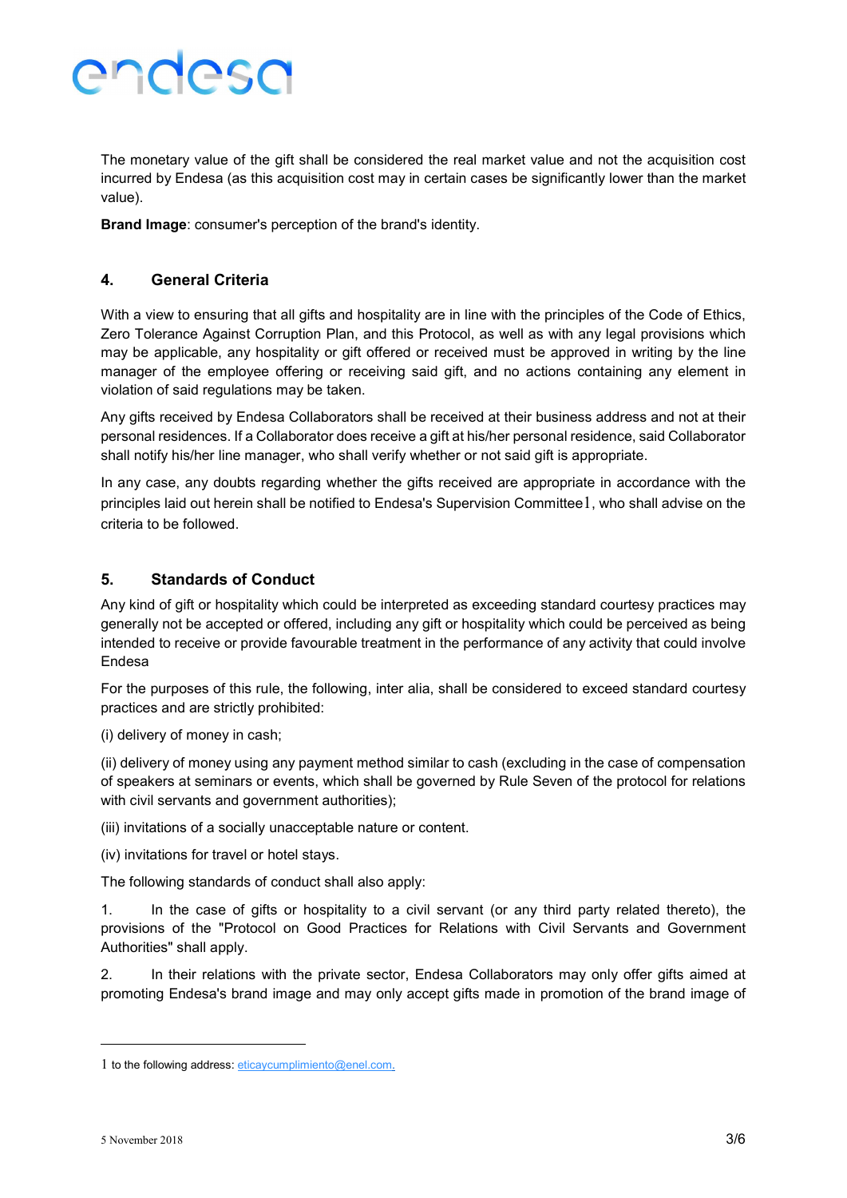The monetary value of the gift shall be considered the real market value and not the acquisition cost incurred by Endesa (as this acquisition cost may in certain cases be significantly lower than the market value).

**Brand Image**: consumer's perception of the brand's identity.

## 4. General Criteria

With a view to ensuring that all gifts and hospitality are in line with the principles of the Code of Ethics, Zero Tolerance Against Corruption Plan, and this Protocol, as well as with any legal provisions which may be applicable, any hospitality or gift offered or received must be approved in writing by the line manager of the employee offering or receiving said gift, and no actions containing any element in violation of said regulations may be taken.

Any gifts received by Endesa Collaborators shall be received at their business address and not at their personal residences. If a Collaborator does receive a gift at his/her personal residence, said Collaborator shall notify his/her line manager, who shall verify whether or not said gift is appropriate.

In any case, any doubts regarding whether the gifts received are appropriate in accordance with the principles laid out herein shall be notified to Endesa's Supervision Committee[1], who shall advise on the criteria to be followed.

## 5. Standards of Conduct

Any kind of gift or hospitality which could be interpreted as exceeding standard courtesy practices may generally not be accepted or offered, including any gift or hospitality which could be perceived as being intended to receive or provide favourable treatment in the performance of any activity that could involve Endesa

For the purposes of this rule, the following, inter alia, shall be considered to exceed standard courtesy practices and are strictly prohibited:

(i) delivery of money in cash;

(ii) delivery of money using any payment method similar to cash (excluding in the case of compensation of speakers at seminars or events, which shall be governed by Rule Seven of the protocol for relations with civil servants and government authorities);

(iii) invitations of a socially unacceptable nature or content.

(iv) invitations for travel or hotel stays.

The following standards of conduct shall also apply:

1. In the case of gifts or hospitality to a civil servant (or any third party related thereto), the provisions of the "Protocol on Good Practices for Relations with Civil Servants and Government Authorities" shall apply.

2. In their relations with the private sector, Endesa Collaborators may only offer gifts aimed at promoting Endesa's brand image and may only accept gifts made in promotion of the brand image of

[1] to the following address: eticaycumplimiento@enel.com.

5 November 2018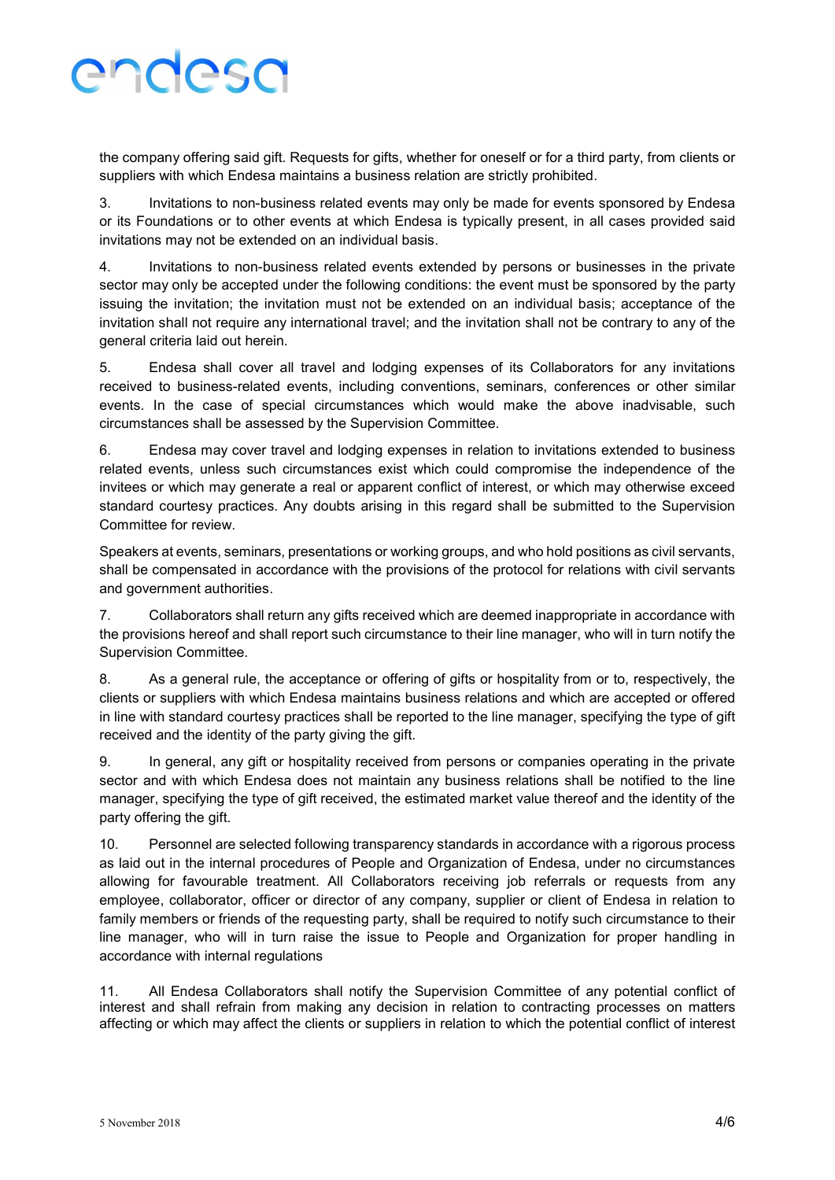the company offering said gift. Requests for gifts, whether for oneself or for a third party, from clients or suppliers with which Endesa maintains a business relation are strictly prohibited.

3. Invitations to non-business related events may only be made for events sponsored by Endesa or its Foundations or to other events at which Endesa is typically present, in all cases provided said invitations may not be extended on an individual basis.

4. Invitations to non-business related events extended by persons or businesses in the private sector may only be accepted under the following conditions: the event must be sponsored by the party issuing the invitation; the invitation must not be extended on an individual basis; acceptance of the invitation shall not require any international travel; and the invitation shall not be contrary to any of the general criteria laid out herein.

5. Endesa shall cover all travel and lodging expenses of its Collaborators for any invitations received to business-related events, including conventions, seminars, conferences or other similar events. In the case of special circumstances which would make the above inadvisable, such circumstances shall be assessed by the Supervision Committee.

6. Endesa may cover travel and lodging expenses in relation to invitations extended to business related events, unless such circumstances exist which could compromise the independence of the invitees or which may generate a real or apparent conflict of interest, or which may otherwise exceed standard courtesy practices. Any doubts arising in this regard shall be submitted to the Supervision Committee for review.

Speakers at events, seminars, presentations or working groups, and who hold positions as civil servants, shall be compensated in accordance with the provisions of the protocol for relations with civil servants and government authorities.

7. Collaborators shall return any gifts received which are deemed inappropriate in accordance with the provisions hereof and shall report such circumstance to their line manager, who will in turn notify the Supervision Committee.

8. As a general rule, the acceptance or offering of gifts or hospitality from or to, respectively, the clients or suppliers with which Endesa maintains business relations and which are accepted or offered in line with standard courtesy practices shall be reported to the line manager, specifying the type of gift received and the identity of the party giving the gift.

9. In general, any gift or hospitality received from persons or companies operating in the private sector and with which Endesa does not maintain any business relations shall be notified to the line manager, specifying the type of gift received, the estimated market value thereof and the identity of the party offering the gift.

10. Personnel are selected following transparency standards in accordance with a rigorous process as laid out in the internal procedures of People and Organization of Endesa, under no circumstances allowing for favourable treatment. All Collaborators receiving job referrals or requests from any employee, collaborator, officer or director of any company, supplier or client of Endesa in relation to family members or friends of the requesting party, shall be required to notify such circumstance to their line manager, who will in turn raise the issue to People and Organization for proper handling in accordance with internal regulations

11. All Endesa Collaborators shall notify the Supervision Committee of any potential conflict of interest and shall refrain from making any decision in relation to contracting processes on matters affecting or which may affect the clients or suppliers in relation to which the potential conflict of interest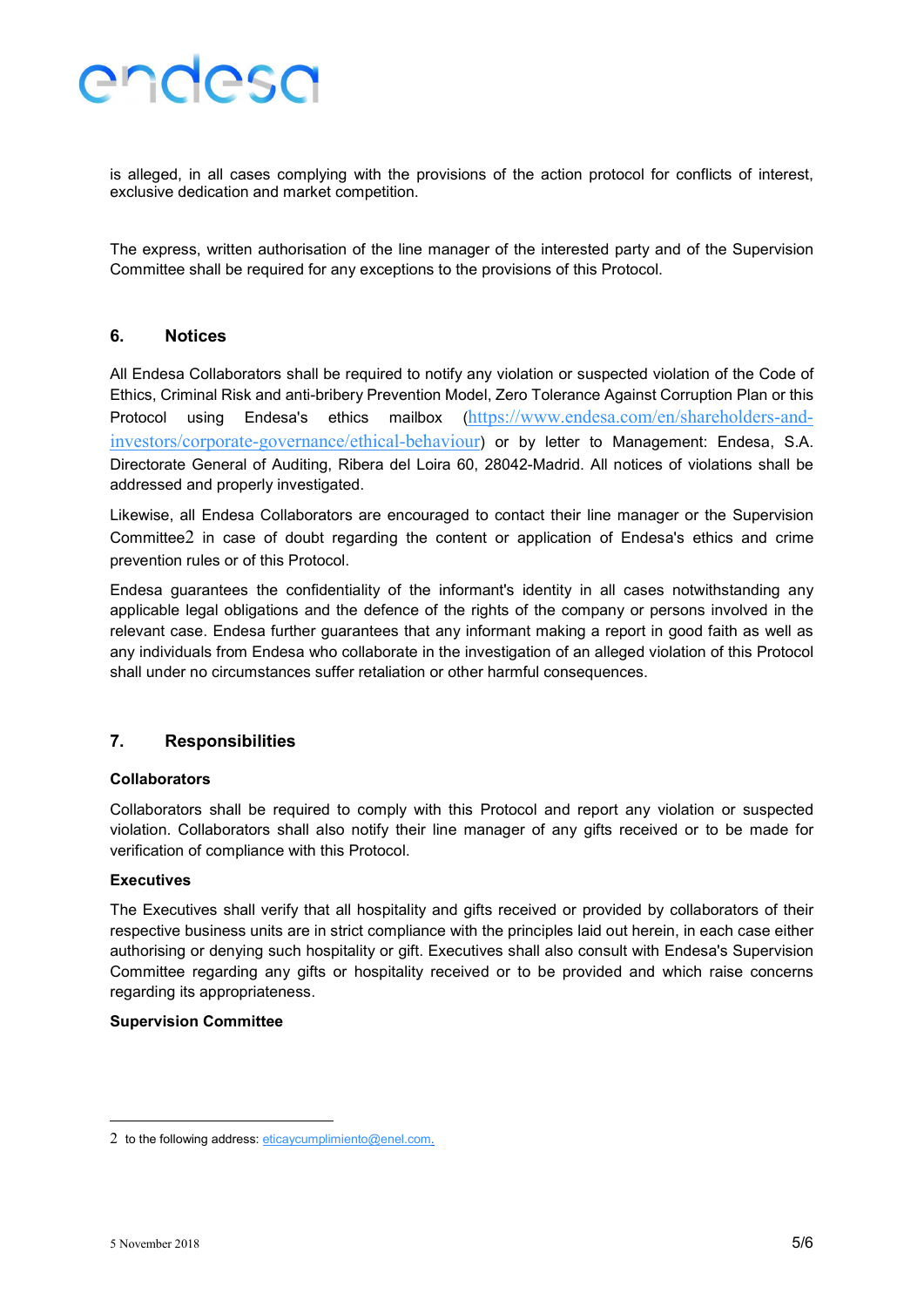is alleged, in all cases complying with the provisions of the action protocol for conflicts of interest, exclusive dedication and market competition.

The express, written authorisation of the line manager of the interested party and of the Supervision Committee shall be required for any exceptions to the provisions of this Protocol.

## 6. Notices

All Endesa Collaborators shall be required to notify any violation or suspected violation of the Code of Ethics, Criminal Risk and anti-bribery Prevention Model, Zero Tolerance Against Corruption Plan or this Protocol using Endesa's ethics mailbox (https://www.endesa.com/en/shareholders-and-investors/corporate-governance/ethical-behaviour) or by letter to Management: Endesa, S.A. Directorate General of Auditing, Ribera del Loira 60, 28042-Madrid. All notices of violations shall be addressed and properly investigated.

Likewise, all Endesa Collaborators are encouraged to contact their line manager or the Supervision Committee[2] in case of doubt regarding the content or application of Endesa's ethics and crime prevention rules or of this Protocol.

Endesa guarantees the confidentiality of the informant's identity in all cases notwithstanding any applicable legal obligations and the defence of the rights of the company or persons involved in the relevant case. Endesa further guarantees that any informant making a report in good faith as well as any individuals from Endesa who collaborate in the investigation of an alleged violation of this Protocol shall under no circumstances suffer retaliation or other harmful consequences.

## 7. Responsibilities

**Collaborators**

Collaborators shall be required to comply with this Protocol and report any violation or suspected violation. Collaborators shall also notify their line manager of any gifts received or to be made for verification of compliance with this Protocol.

**Executives**

The Executives shall verify that all hospitality and gifts received or provided by collaborators of their respective business units are in strict compliance with the principles laid out herein, in each case either authorising or denying such hospitality or gift. Executives shall also consult with Endesa's Supervision Committee regarding any gifts or hospitality received or to be provided and which raise concerns regarding its appropriateness.

**Supervision Committee**

---

[2] to the following address: eticaycumplimiento@enel.com.

5 November 2018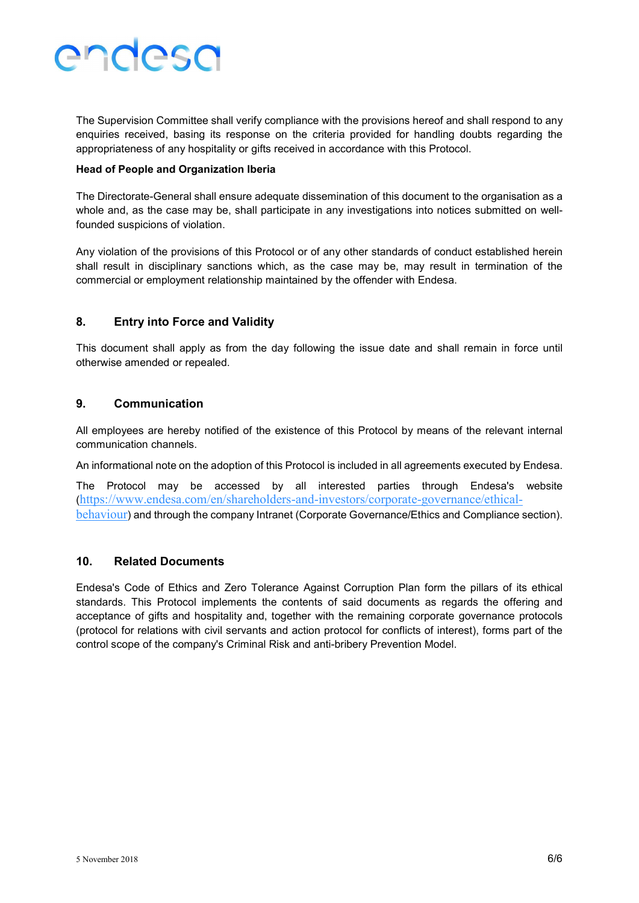The Supervision Committee shall verify compliance with the provisions hereof and shall respond to any enquiries received, basing its response on the criteria provided for handling doubts regarding the appropriateness of any hospitality or gifts received in accordance with this Protocol.

**Head of People and Organization Iberia**

The Directorate-General shall ensure adequate dissemination of this document to the organisation as a whole and, as the case may be, shall participate in any investigations into notices submitted on well-founded suspicions of violation.

Any violation of the provisions of this Protocol or of any other standards of conduct established herein shall result in disciplinary sanctions which, as the case may be, may result in termination of the commercial or employment relationship maintained by the offender with Endesa.

## 8. Entry into Force and Validity

This document shall apply as from the day following the issue date and shall remain in force until otherwise amended or repealed.

## 9. Communication

All employees are hereby notified of the existence of this Protocol by means of the relevant internal communication channels.

An informational note on the adoption of this Protocol is included in all agreements executed by Endesa.

The Protocol may be accessed by all interested parties through Endesa's website (https://www.endesa.com/en/shareholders-and-investors/corporate-governance/ethical-behaviour) and through the company Intranet (Corporate Governance/Ethics and Compliance section).

## 10. Related Documents

Endesa's Code of Ethics and Zero Tolerance Against Corruption Plan form the pillars of its ethical standards. This Protocol implements the contents of said documents as regards the offering and acceptance of gifts and hospitality and, together with the remaining corporate governance protocols (protocol for relations with civil servants and action protocol for conflicts of interest), forms part of the control scope of the company's Criminal Risk and anti-bribery Prevention Model.